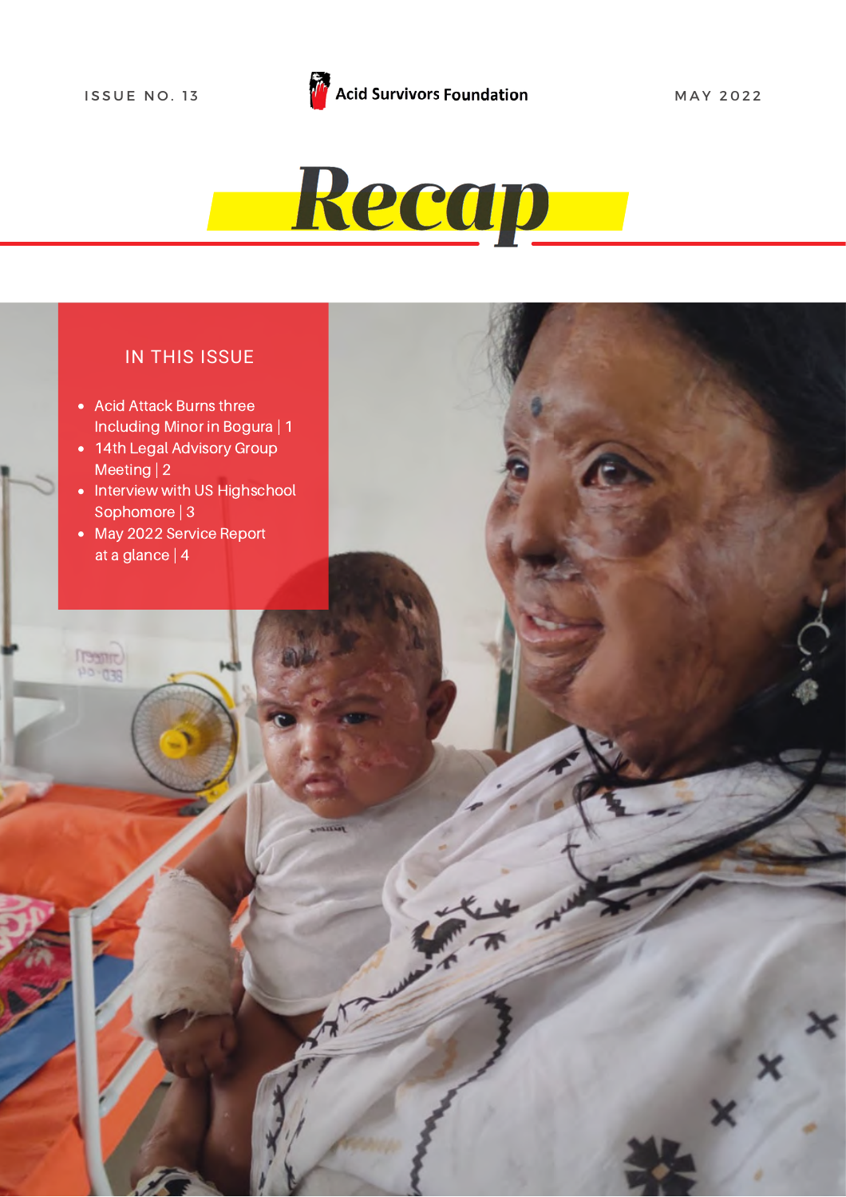ISSUE NO. 13

Acid Survivors Foundation

MAY 2022

# Recap

## IN THIS ISSUE

- Acid Attack Burns three Including Minor in Bogura | 1
- 14th Legal Advisory Group Meeting | 2
- Interview with US Highschool Sophomore | 3
- May 2022 Service Report at a glance | 4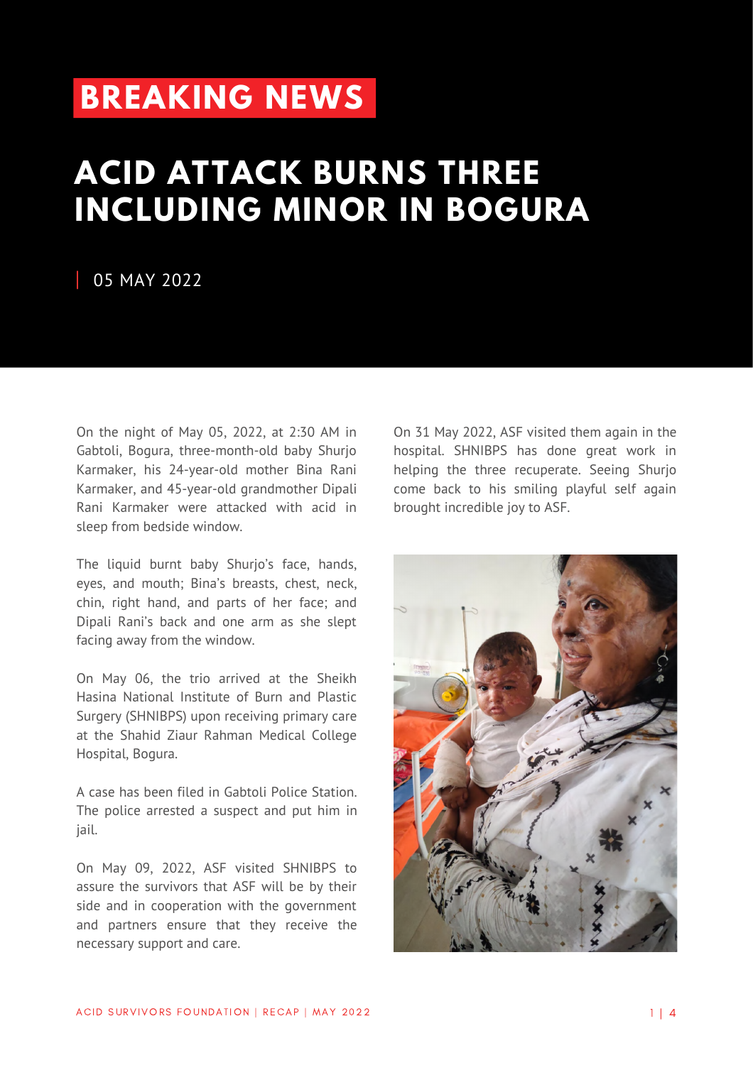BREAKING NEWS

# ACID ATTACK BURNS THREE INCLUDING MINOR IN BOGURA

05 MAY 2022

On the night of May 05, 2022, at 2:30 AM in Gabtoli, Bogura, three-month-old baby Shurjo Karmaker, his 24-year-old mother Bina Rani Karmaker, and 45-year-old grandmother Dipali Rani Karmaker were attacked with acid in sleep from bedside window.

The liquid burnt baby Shurjo's face, hands, eyes, and mouth; Bina's breasts, chest, neck, chin, right hand, and parts of her face; and Dipali Rani's back and one arm as she slept facing away from the window.

On May 06, the trio arrived at the Sheikh Hasina National Institute of Burn and Plastic Surgery (SHNIBPS) upon receiving primary care at the Shahid Ziaur Rahman Medical College Hospital, Bogura.

A case has been filed in Gabtoli Police Station. The police arrested a suspect and put him in jail.

On May 09, 2022, ASF visited SHNIBPS to assure the survivors that ASF will be by their side and in cooperation with the government and partners ensure that they receive the necessary support and care.

On 31 May 2022, ASF visited them again in the hospital. SHNIBPS has done great work in helping the three recuperate. Seeing Shurjo come back to his smiling playful self again brought incredible joy to ASF.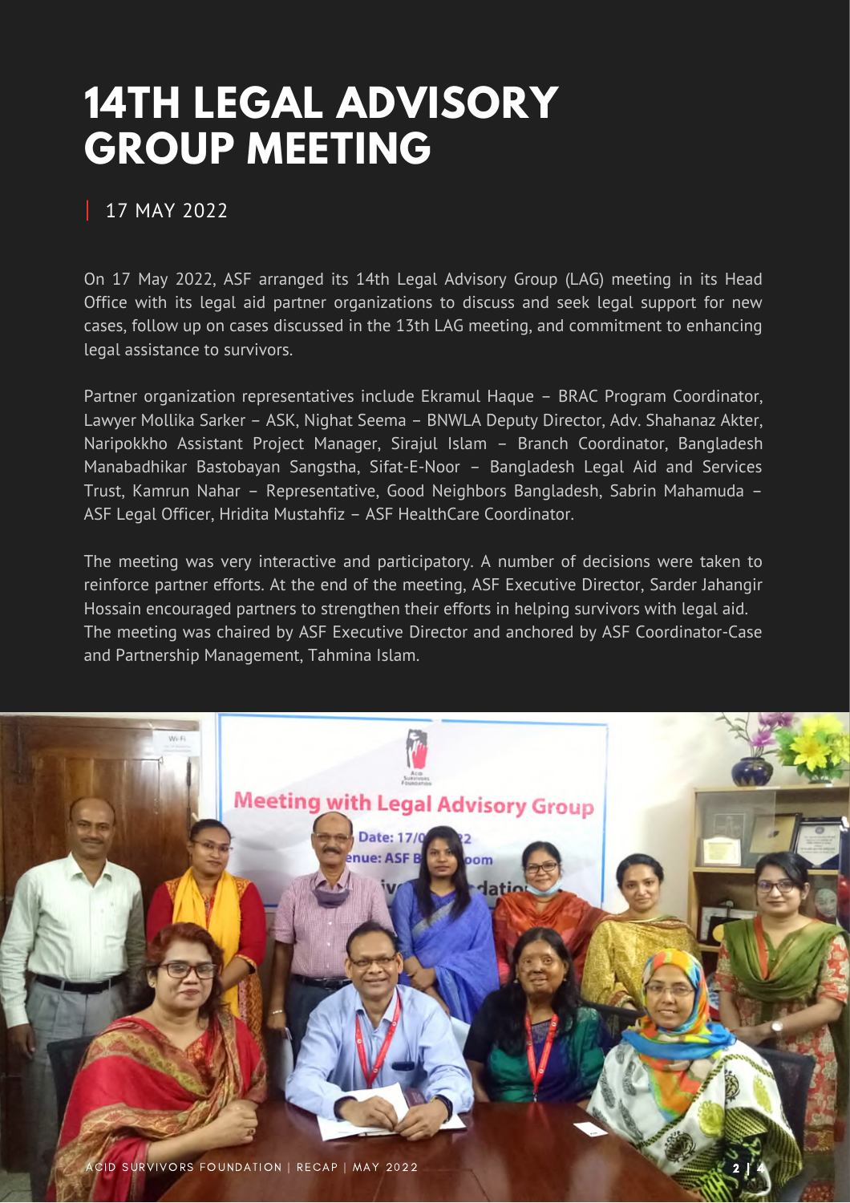# 14TH LEGAL ADVISORY GROUP MEETING

17 MAY 2022

On 17 May 2022, ASF arranged its 14th Legal Advisory Group (LAG) meeting in its Head Office with its legal aid partner organizations to discuss and seek legal support for new cases, follow up on cases discussed in the 13th LAG meeting, and commitment to enhancing legal assistance to survivors.

Partner organization representatives include Ekramul Haque – BRAC Program Coordinator, Lawyer Mollika Sarker – ASK, Nighat Seema – BNWLA Deputy Director, Adv. Shahanaz Akter, Naripokkho Assistant Project Manager, Sirajul Islam – Branch Coordinator, Bangladesh Manabadhikar Bastobayan Sangstha, Sifat-E-Noor – Bangladesh Legal Aid and Services Trust, Kamrun Nahar – Representative, Good Neighbors Bangladesh, Sabrin Mahamuda – ASF Legal Officer, Hridita Mustahfiz – ASF HealthCare Coordinator.

The meeting was very interactive and participatory. A number of decisions were taken to reinforce partner efforts. At the end of the meeting, ASF Executive Director, Sarder Jahangir Hossain encouraged partners to strengthen their efforts in helping survivors with legal aid. The meeting was chaired by ASF Executive Director and anchored by ASF Coordinator-Case and Partnership Management, Tahmina Islam.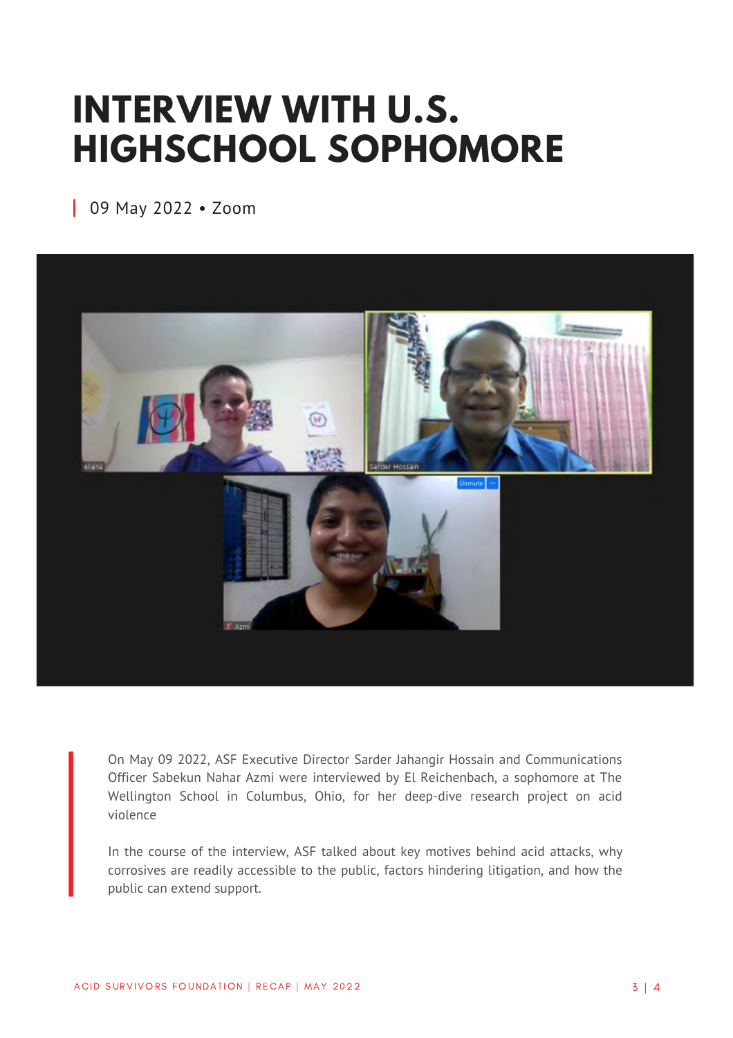# INTERVIEW WITH U.S. HIGHSCHOOL SOPHOMORE

09 May 2022 • Zoom

On May 09 2022, ASF Executive Director Sarder Jahangir Hossain and Communications Officer Sabekun Nahar Azmi were interviewed by El Reichenbach, a sophomore at The Wellington School in Columbus, Ohio, for her deep-dive research project on acid violence

In the course of the interview, ASF talked about key motives behind acid attacks, why corrosives are readily accessible to the public, factors hindering litigation, and how the public can extend support.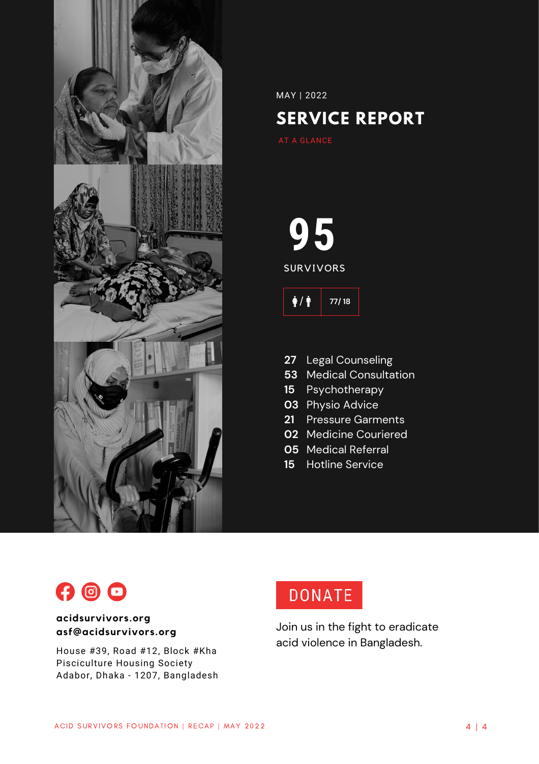MAY | 2022

# SERVICE REPORT

AT A GLANCE

**95**

SURVIVORS

| | |
|---|---|
| 🚺/🚹 | 77/ 18 |

**27** Legal Counseling
**53** Medical Consultation
**15** Psychotherapy
**03** Physio Advice
**21** Pressure Garments
**02** Medicine Couriered
**05** Medical Referral
**15** Hotline Service

**acidsurvivors.org**
**asf@acidsurvivors.org**

House #39, Road #12, Block #Kha
Pisciculture Housing Society
Adabor, Dhaka - 1207, Bangladesh

**DONATE**

Join us in the fight to eradicate acid violence in Bangladesh.